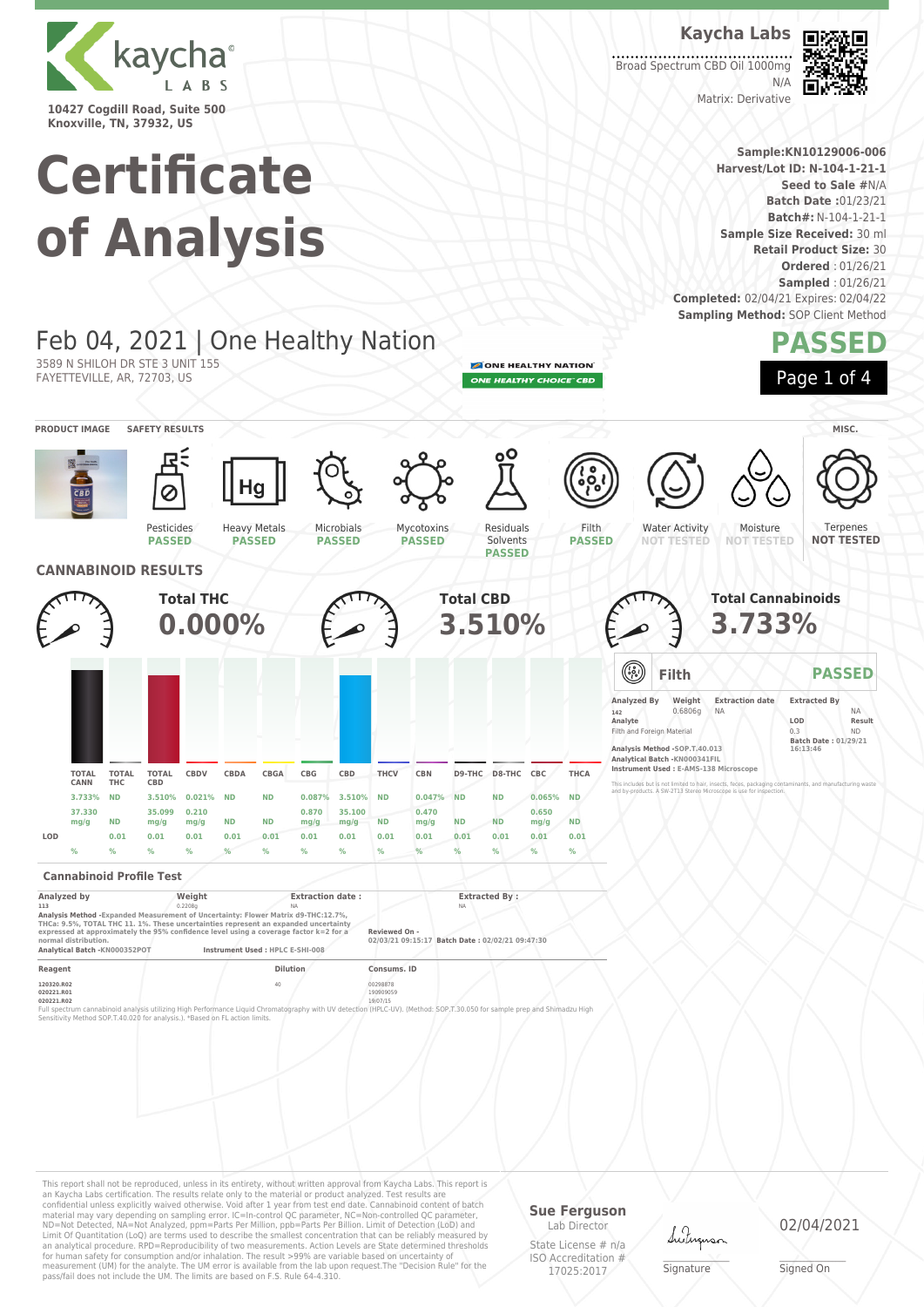kaycha LABS

10427 Cogdill Road, Suite 500
Knoxville, TN, 37932, US

# Certificate of Analysis

**Kaycha Labs**

Broad Spectrum CBD Oil 1000mg
N/A
Matrix: Derivative

**Sample:**KN10129006-006
**Harvest/Lot ID:** N-104-1-21-1
**Seed to Sale #**N/A
**Batch Date :**01/23/21
**Batch#:** N-104-1-21-1
**Sample Size Received:** 30 ml
**Retail Product Size:** 30
**Ordered** : 01/26/21
**Sampled** : 01/26/21
**Completed:** 02/04/21 Expires: 02/04/22
**Sampling Method:** SOP Client Method

## Feb 04, 2021 | One Healthy Nation

3589 N SHILOH DR STE 3 UNIT 155
FAYETTEVILLE, AR, 72703, US

ONE HEALTHY NATION
ONE HEALTHY CHOICE CBD

**PASSED**

PRODUCT IMAGE | SAFETY RESULTS | MISC.

| Pesticides | Heavy Metals | Microbials | Mycotoxins | Residuals Solvents | Filth | Water Activity | Moisture | Terpenes |
|---|---|---|---|---|---|---|---|---|
| PASSED | PASSED | PASSED | PASSED | PASSED | PASSED | NOT TESTED | NOT TESTED | NOT TESTED |

## CANNABINOID RESULTS

**Total THC** 0.000%

**Total CBD** 3.510%

**Total Cannabinoids** 3.733%

| | TOTAL CANN | TOTAL THC | TOTAL CBD | CBDV | CBDA | CBGA | CBG | CBD | THCV | CBN | D9-THC | D8-THC | CBC | THCA |
|---|---|---|---|---|---|---|---|---|---|---|---|---|---|---|
| | 3.733% | ND | 3.510% | 0.021% | ND | ND | 0.087% | 3.510% | ND | 0.047% | ND | ND | 0.065% | ND |
| | 37.330 mg/g | ND | 35.099 mg/g | 0.210 mg/g | ND | ND | 0.870 mg/g | 35.100 mg/g | ND | 0.470 mg/g | ND | ND | 0.650 mg/g | ND |
| LOD | | 0.01 | 0.01 | 0.01 | 0.01 | 0.01 | 0.01 | 0.01 | 0.01 | 0.01 | 0.01 | 0.01 | 0.01 | 0.01 |
| | % | % | % | % | % | % | % | % | % | % | % | % | % | % |

### Cannabinoid Profile Test

| Analyzed by | Weight | Extraction date : | Extracted By : |
|---|---|---|---|
| 113 | 0.2208g | NA | NA |

**Analysis Method** -Expanded Measurement of Uncertainty: Flower Matrix d9-THC:12.7%, THCa: 9.5%, TOTAL THC 11. 1%. These uncertainties represent an expanded uncertainty expressed at approximately the 95% confidence level using a coverage factor k=2 for a normal distribution.

**Reviewed On -** 02/03/21 09:15:17 **Batch Date :** 02/02/21 09:47:30

**Analytical Batch** -KN000352POT **Instrument Used :** HPLC E-SHI-008

| Reagent | Dilution | Consums. ID |
|---|---|---|
| 120320.R02 | 40 | 00298878 |
| 020221.R01 | | 190909059 |
| 020221.R02 | | 19/07/15 |

Full spectrum cannabinoid analysis utilizing High Performance Liquid Chromatography with UV detection (HPLC-UV). (Method: SOP.T.30.050 for sample prep and Shimadzu High Sensitivity Method SOP.T.40.020 for analysis.). *Based on FL action limits.

### Filth — PASSED

| Analyzed By | Weight | Extraction date | Extracted By |
|---|---|---|---|
| 142 | 0.6806g | NA | NA |

| Analyte | LOD | Result |
|---|---|---|
| Filth and Foreign Material | 0.3 | ND |

**Batch Date :** 01/29/21 16:13:46

**Analysis Method** -SOP.T.40.013
**Analytical Batch** -KN000341FIL
**Instrument Used :** E-AMS-138 Microscope

This includes but is not limited to hair, insects, feces, packaging contaminants, and manufacturing waste and by-products. A SW-2T13 Stereo Microscope is use for inspection.

This report shall not be reproduced, unless in its entirety, without written approval from Kaycha Labs. This report is an Kaycha Labs certification. The results relate only to the material or product analyzed. Test results are confidential unless explicitly waived otherwise. Void after 1 year from test end date. Cannabinoid content of batch material may vary depending on sampling error. IC=In-control QC parameter, NC=Non-controlled QC parameter, ND=Not Detected, NA=Not Analyzed, ppm=Parts Per Million, ppb=Parts Per Billion. Limit of Detection (LoD) and Limit Of Quantitation (LoQ) are terms used to describe the smallest concentration that can be reliably measured by an analytical procedure. RPD=Reproducibility of two measurements. Action Levels are State determined thresholds for human safety for consumption and/or inhalation. The result >99% are variable based on uncertainty of measurement (UM) for the analyte. The UM error is available from the lab upon request.The "Decision Rule" for the pass/fail does not include the UM. The limits are based on F.S. Rule 64-4.310.

**Sue Ferguson**
Lab Director
State License # n/a
ISO Accreditation # 17025:2017

Signature

02/04/2021
Signed On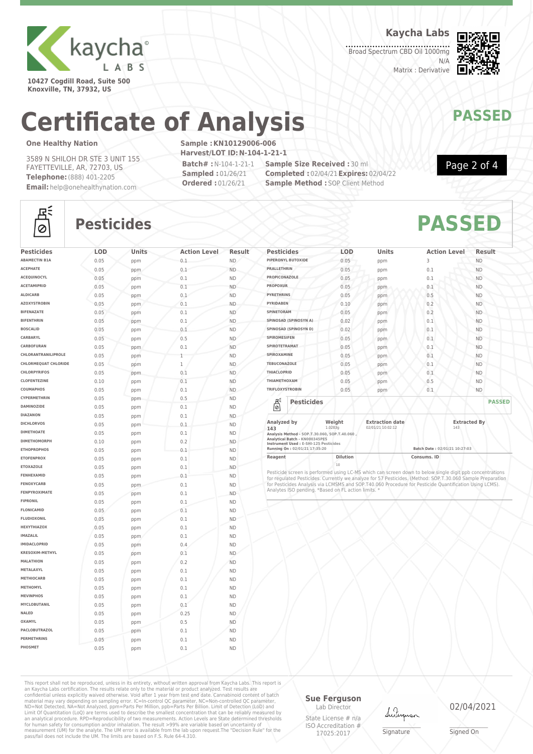Kaycha Labs

10427 Cogdill Road, Suite 500
Knoxville, TN, 37932, US

**Kaycha Labs**
Broad Spectrum CBD Oil 1000mg
N/A
Matrix : Derivative

# Certificate of Analysis

**PASSED**

**One Healthy Nation**

3589 N SHILOH DR STE 3 UNIT 155
FAYETTEVILLE, AR, 72703, US
**Telephone:** (888) 401-2205
**Email:** help@onehealthynation.com

**Sample :** KN10129006-006
**Harvest/LOT ID:** N-104-1-21-1
**Batch# :** N-104-1-21-1
**Sampled :** 01/26/21
**Ordered :** 01/26/21
**Sample Size Received :** 30 ml
**Completed :** 02/04/21 **Expires:** 02/04/22
**Sample Method :** SOP Client Method

## Pesticides

**PASSED**

| Pesticides | LOD | Units | Action Level | Result |
|---|---|---|---|---|
| ABAMECTIN B1A | 0.05 | ppm | 0.1 | ND |
| ACEPHATE | 0.05 | ppm | 0.1 | ND |
| ACEQUINOCYL | 0.05 | ppm | 0.1 | ND |
| ACETAMIPRID | 0.05 | ppm | 0.1 | ND |
| ALDICARB | 0.05 | ppm | 0.1 | ND |
| AZOXYSTROBIN | 0.05 | ppm | 0.1 | ND |
| BIFENAZATE | 0.05 | ppm | 0.1 | ND |
| BIFENTHRIN | 0.05 | ppm | 0.1 | ND |
| BOSCALID | 0.05 | ppm | 0.1 | ND |
| CARBARYL | 0.05 | ppm | 0.5 | ND |
| CARBOFURAN | 0.05 | ppm | 0.1 | ND |
| CHLORANTRANILIPROLE | 0.05 | ppm | 1 | ND |
| CHLORMEQUAT CHLORIDE | 0.05 | ppm | 1 | ND |
| CHLORPYRIFOS | 0.05 | ppm | 0.1 | ND |
| CLOFENTEZINE | 0.10 | ppm | 0.1 | ND |
| COUMAPHOS | 0.05 | ppm | 0.1 | ND |
| CYPERMETHRIN | 0.05 | ppm | 0.5 | ND |
| DAMINOZIDE | 0.05 | ppm | 0.1 | ND |
| DIAZANON | 0.05 | ppm | 0.1 | ND |
| DICHLORVOS | 0.05 | ppm | 0.1 | ND |
| DIMETHOATE | 0.05 | ppm | 0.1 | ND |
| DIMETHOMORPH | 0.10 | ppm | 0.2 | ND |
| ETHOPROPHOS | 0.05 | ppm | 0.1 | ND |
| ETOFENPROX | 0.05 | ppm | 0.1 | ND |
| ETOXAZOLE | 0.05 | ppm | 0.1 | ND |
| FENHEXAMID | 0.05 | ppm | 0.1 | ND |
| FENOXYCARB | 0.05 | ppm | 0.1 | ND |
| FENPYROXIMATE | 0.05 | ppm | 0.1 | ND |
| FIPRONIL | 0.05 | ppm | 0.1 | ND |
| FLONICAMID | 0.05 | ppm | 0.1 | ND |
| FLUDIOXONIL | 0.05 | ppm | 0.1 | ND |
| HEXYTHIAZOX | 0.05 | ppm | 0.1 | ND |
| IMAZALIL | 0.05 | ppm | 0.1 | ND |
| IMIDACLOPRID | 0.05 | ppm | 0.4 | ND |
| KRESOXIM-METHYL | 0.05 | ppm | 0.1 | ND |
| MALATHION | 0.05 | ppm | 0.2 | ND |
| METALAXYL | 0.05 | ppm | 0.1 | ND |
| METHIOCARB | 0.05 | ppm | 0.1 | ND |
| METHOMYL | 0.05 | ppm | 0.1 | ND |
| MEVINPHOS | 0.05 | ppm | 0.1 | ND |
| MYCLOBUTANIL | 0.05 | ppm | 0.1 | ND |
| NALED | 0.05 | ppm | 0.25 | ND |
| OXAMYL | 0.05 | ppm | 0.5 | ND |
| PACLOBUTRAZOL | 0.05 | ppm | 0.1 | ND |
| PERMETHRINS | 0.05 | ppm | 0.1 | ND |
| PHOSMET | 0.05 | ppm | 0.1 | ND |
| PIPERONYL BUTOXIDE | 0.05 | ppm | 3 | ND |
| PRALLETHRIN | 0.05 | ppm | 0.1 | ND |
| PROPICONAZOLE | 0.05 | ppm | 0.1 | ND |
| PROPOXUR | 0.05 | ppm | 0.1 | ND |
| PYRETHRINS | 0.05 | ppm | 0.5 | ND |
| PYRIDABEN | 0.10 | ppm | 0.2 | ND |
| SPINETORAM | 0.05 | ppm | 0.2 | ND |
| SPINOSAD (SPINOSYN A) | 0.02 | ppm | 0.1 | ND |
| SPINOSAD (SPINOSYN D) | 0.02 | ppm | 0.1 | ND |
| SPIROMESIFEN | 0.05 | ppm | 0.1 | ND |
| SPIROTETRAMAT | 0.05 | ppm | 0.1 | ND |
| SPIROXAMINE | 0.05 | ppm | 0.1 | ND |
| TEBUCONAZOLE | 0.05 | ppm | 0.1 | ND |
| THIACLOPRID | 0.05 | ppm | 0.1 | ND |
| THIAMETHOXAM | 0.05 | ppm | 0.5 | ND |
| TRIFLOXYSTROBIN | 0.05 | ppm | 0.1 | ND |

**Pesticides** — **PASSED**

| Analyzed by | Weight | Extraction date | Extracted By |
|---|---|---|---|
| 143 | 1.0283g | 02/01/21 10:02:12 | 143 |

Analysis Method - SOP.T.30.060, SOP.T.40.060 ,
Analytical Batch - KN000345PES
Instrument Used : E-SHI-125 Pesticides
Running On : 02/01/21 17:35:20
Batch Date : 02/01/21 10:27:03

| Reagent | Dilution | Consums. ID |
|---|---|---|
| | 10 | |

Pesticide screen is performed using LC-MS which can screen down to below single digit ppb concentrations for regulated Pesticides. Currently we analyze for 57 Pesticides. (Method: SOP.T.30.060 Sample Preparation for Pesticides Analysis via LCMSMS and SOP.T40.060 Procedure for Pesticide Quantification Using LCMS). Analytes ISO pending. *Based on FL action limits. *

This report shall not be reproduced, unless in its entirety, without written approval from Kaycha Labs. This report is an Kaycha Labs certification. The results relate only to the material or product analyzed. Test results are confidential unless explicitly waived otherwise. Void after 1 year from test end date. Cannabinoid content of batch material may vary depending on sampling error. IC=In-control QC parameter, NC=Non-controlled QC parameter, ND=Not Detected, NA=Not Analyzed, ppm=Parts Per Million, ppb=Parts Per Billion. Limit of Detection (LoD) and Limit Of Quantitation (LoQ) are terms used to describe the smallest concentration that can be reliably measured by an analytical procedure. RPD=Reproducibility of two measurements. Action Levels are State determined thresholds for human safety for consumption and/or inhalation. The result >99% are variable based on uncertainty of measurement (UM) for the analyte. The UM error is available from the lab upon request.The "Decision Rule" for the pass/fail does not include the UM. The limits are based on F.S. Rule 64-4.310.

**Sue Ferguson**
Lab Director
State License # n/a
ISO Accreditation # 17025:2017

Signature

02/04/2021
Signed On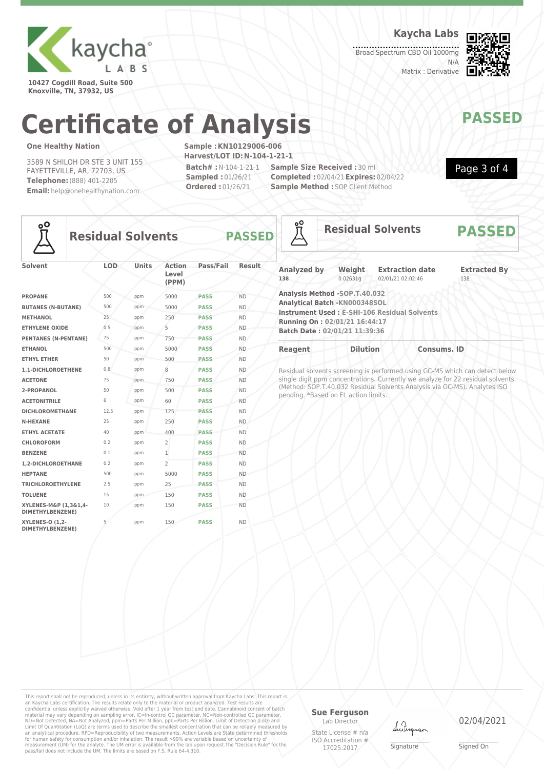**Kaycha Labs**

Broad Spectrum CBD Oil 1000mg
N/A
Matrix : Derivative

10427 Cogdill Road, Suite 500
Knoxville, TN, 37932, US

# Certificate of Analysis

## PASSED

**One Healthy Nation**

3589 N SHILOH DR STE 3 UNIT 155
FAYETTEVILLE, AR, 72703, US
**Telephone:** (888) 401-2205
**Email:** help@onehealthynation.com

**Sample : KN10129006-006**
**Harvest/LOT ID: N-104-1-21-1**
**Batch# :** N-104-1-21-1
**Sampled :** 01/26/21
**Ordered :** 01/26/21
**Sample Size Received :** 30 ml
**Completed :** 02/04/21 **Expires:** 02/04/22
**Sample Method :** SOP Client Method

## Residual Solvents — PASSED

| Solvent | LOD | Units | Action Level (PPM) | Pass/Fail | Result |
|---|---|---|---|---|---|
| PROPANE | 500 | ppm | 5000 | PASS | ND |
| BUTANES (N-BUTANE) | 500 | ppm | 5000 | PASS | ND |
| METHANOL | 25 | ppm | 250 | PASS | ND |
| ETHYLENE OXIDE | 0.5 | ppm | 5 | PASS | ND |
| PENTANES (N-PENTANE) | 75 | ppm | 750 | PASS | ND |
| ETHANOL | 500 | ppm | 5000 | PASS | ND |
| ETHYL ETHER | 50 | ppm | 500 | PASS | ND |
| 1,1-DICHLOROETHENE | 0.8 | ppm | 8 | PASS | ND |
| ACETONE | 75 | ppm | 750 | PASS | ND |
| 2-PROPANOL | 50 | ppm | 500 | PASS | ND |
| ACETONITRILE | 6 | ppm | 60 | PASS | ND |
| DICHLOROMETHANE | 12.5 | ppm | 125 | PASS | ND |
| N-HEXANE | 25 | ppm | 250 | PASS | ND |
| ETHYL ACETATE | 40 | ppm | 400 | PASS | ND |
| CHLOROFORM | 0.2 | ppm | 2 | PASS | ND |
| BENZENE | 0.1 | ppm | 1 | PASS | ND |
| 1,2-DICHLOROETHANE | 0.2 | ppm | 2 | PASS | ND |
| HEPTANE | 500 | ppm | 5000 | PASS | ND |
| TRICHLOROETHYLENE | 2.5 | ppm | 25 | PASS | ND |
| TOLUENE | 15 | ppm | 150 | PASS | ND |
| XYLENES-M&P (1,3&1,4-DIMETHYLBENZENE) | 10 | ppm | 150 | PASS | ND |
| XYLENES-O (1,2-DIMETHYLBENZENE) | 5 | ppm | 150 | PASS | ND |

## Residual Solvents — PASSED

| Analyzed by | Weight | Extraction date | Extracted By |
|---|---|---|---|
| 138 | 0.02631g | 02/01/21 02:02:46 | 138 |

**Analysis Method -SOP.T.40.032**
**Analytical Batch -KN000348SOL**
**Instrument Used : E-SHI-106 Residual Solvents**
**Running On : 02/01/21 16:44:17**
**Batch Date : 02/01/21 11:39:36**

| Reagent | Dilution | Consums. ID |
|---|---|---|

Residual solvents screening is performed using GC-MS which can detect below single digit ppm concentrations. Currently we analyze for 22 residual solvents. (Method: SOP.T.40.032 Residual Solvents Analysis via GC-MS). Analytes ISO pending. *Based on FL action limits.

This report shall not be reproduced, unless in its entirety, without written approval from Kaycha Labs. This report is an Kaycha Labs certification. The results relate only to the material or product analyzed. Test results are confidential unless explicitly waived otherwise. Void after 1 year from test end date. Cannabinoid content of batch material may vary depending on sampling error. IC=In-control QC parameter, NC=Non-controlled QC parameter, ND=Not Detected, NA=Not Analyzed, ppm=Parts Per Million, ppb=Parts Per Billion. Limit of Detection (LoD) and Limit Of Quantitation (LoQ) are terms used to describe the smallest concentration that can be reliably measured by an analytical procedure. RPD=Reproducibility of two measurements. Action Levels are State determined thresholds for human safety for consumption and/or inhalation. The result >99% are variable based on uncertainty of measurement (UM) for the analyte. The UM error is available from the lab upon request.The "Decision Rule" for the pass/fail does not include the UM. The limits are based on F.S. Rule 64-4.310.

**Sue Ferguson**
Lab Director
State License # n/a
ISO Accreditation # 17025:2017

Signature

02/04/2021
Signed On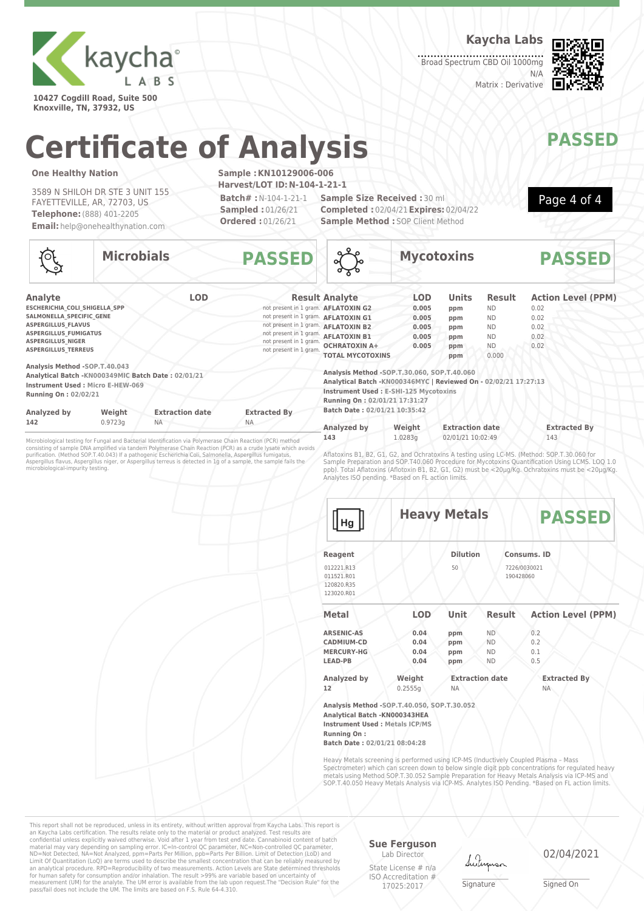kaycha LABS

10427 Cogdill Road, Suite 500
Knoxville, TN, 37932, US

**Kaycha Labs**

Broad Spectrum CBD Oil 1000mg
N/A
Matrix : Derivative

# Certificate of Analysis

**PASSED**

**One Healthy Nation**

3589 N SHILOH DR STE 3 UNIT 155
FAYETTEVILLE, AR, 72703, US
**Telephone:** (888) 401-2205
**Email:** help@onehealthynation.com

**Sample :** KN10129006-006
**Harvest/LOT ID:** N-104-1-21-1
**Batch# :** N-104-1-21-1
**Sampled :** 01/26/21
**Ordered :** 01/26/21
**Sample Size Received :** 30 ml
**Completed :** 02/04/21 **Expires:** 02/04/22
**Sample Method :** SOP Client Method

## Microbials — PASSED

| Analyte | LOD | Result |
|---|---|---|
| ESCHERICHIA_COLI_SHIGELLA_SPP | | not present in 1 gram. |
| SALMONELLA_SPECIFIC_GENE | | not present in 1 gram. |
| ASPERGILLUS_FLAVUS | | not present in 1 gram. |
| ASPERGILLUS_FUMIGATUS | | not present in 1 gram. |
| ASPERGILLUS_NIGER | | not present in 1 gram. |
| ASPERGILLUS_TERREUS | | not present in 1 gram. |

**Analysis Method -SOP.T.40.043**
**Analytical Batch -KN000349MIC Batch Date : 02/01/21**
**Instrument Used : Micro E-HEW-069**
**Running On : 02/02/21**

| Analyzed by | Weight | Extraction date | Extracted By |
|---|---|---|---|
| 142 | 0.9723g | NA | NA |

Microbiological testing for Fungal and Bacterial Identification via Polymerase Chain Reaction (PCR) method consisting of sample DNA amplified via tandem Polymerase Chain Reaction (PCR) as a crude lysate which avoids purification. (Method SOP.T.40.043) If a pathogenic Escherichia Coli, Salmonella, Aspergillus fumigatus, Aspergillus flavus, Aspergillus niger, or Aspergillus terreus is detected in 1g of a sample, the sample fails the microbiological-impurity testing.

## Mycotoxins — PASSED

| Analyte | LOD | Units | Result | Action Level (PPM) |
|---|---|---|---|---|
| AFLATOXIN G2 | 0.005 | ppm | ND | 0.02 |
| AFLATOXIN G1 | 0.005 | ppm | ND | 0.02 |
| AFLATOXIN B2 | 0.005 | ppm | ND | 0.02 |
| AFLATOXIN B1 | 0.005 | ppm | ND | 0.02 |
| OCHRATOXIN A+ | 0.005 | ppm | ND | 0.02 |
| TOTAL MYCOTOXINS | | ppm | 0.000 | |

**Analysis Method -SOP.T.30.060, SOP.T.40.060**
**Analytical Batch -KN000346MYC | Reviewed On - 02/02/21 17:27:13**
**Instrument Used : E-SHI-125 Mycotoxins**
**Running On : 02/01/21 17:31:27**
**Batch Date : 02/01/21 10:35:42**

| Analyzed by | Weight | Extraction date | Extracted By |
|---|---|---|---|
| 143 | 1.0283g | 02/01/21 10:02:49 | 143 |

Aflatoxins B1, B2, G1, G2, and Ochratoxins A testing using LC-MS. (Method: SOP.T.30.060 for Sample Preparation and SOP.T40.060 Procedure for Mycotoxins Quantification Using LCMS. LOQ 1.0 ppb). Total Aflatoxins (Aflotoxin B1, B2, G1, G2) must be <20μg/Kg. Ochratoxins must be <20μg/Kg. Analytes ISO pending. *Based on FL action limits.

## Heavy Metals — PASSED

| Reagent | Dilution | Consums. ID |
|---|---|---|
| 012221.R13 | 50 | 7226/0030021 |
| 011521.R01 | | 190428060 |
| 120820.R35 | | |
| 123020.R01 | | |

| Metal | LOD | Unit | Result | Action Level (PPM) |
|---|---|---|---|---|
| ARSENIC-AS | 0.04 | ppm | ND | 0.2 |
| CADMIUM-CD | 0.04 | ppm | ND | 0.2 |
| MERCURY-HG | 0.04 | ppm | ND | 0.1 |
| LEAD-PB | 0.04 | ppm | ND | 0.5 |

| Analyzed by | Weight | Extraction date | Extracted By |
|---|---|---|---|
| 12 | 0.2555g | NA | NA |

**Analysis Method -SOP.T.40.050, SOP.T.30.052**
**Analytical Batch -KN000343HEA**
**Instrument Used : Metals ICP/MS**
**Running On :**
**Batch Date : 02/01/21 08:04:28**

Heavy Metals screening is performed using ICP-MS (Inductively Coupled Plasma - Mass Spectrometer) which can screen down to below single digit ppb concentrations for regulated heavy metals using Method SOP.T.30.052 Sample Preparation for Heavy Metals Analysis via ICP-MS and SOP.T.40.050 Heavy Metals Analysis via ICP-MS. Analytes ISO Pending. *Based on FL action limits.

This report shall not be reproduced, unless in its entirety, without written approval from Kaycha Labs. This report is an Kaycha Labs certification. The results relate only to the material or product analyzed. Test results are confidential unless explicitly waived otherwise. Void after 1 year from test end date. Cannabinoid content of batch material may vary depending on sampling error. IC=In-control QC parameter, NC=Non-controlled QC parameter, ND=Not Detected, NA=Not Analyzed, ppm=Parts Per Million, ppb=Parts Per Billion. Limit of Detection (LoD) and Limit Of Quantitation (LoQ) are terms used to describe the smallest concentration that can be reliably measured by an analytical procedure. RPD=Reproducibility of two measurements. Action Levels are State determined thresholds for human safety for consumption and/or inhalation. The result >99% are variable based on uncertainty of measurement (UM) for the analyte. The UM error is available from the lab upon request.The "Decision Rule" for the pass/fail does not include the UM. The limits are based on F.S. Rule 64-4.310.

**Sue Ferguson**
Lab Director
State License # n/a
ISO Accreditation # 17025:2017

Signature

02/04/2021
Signed On